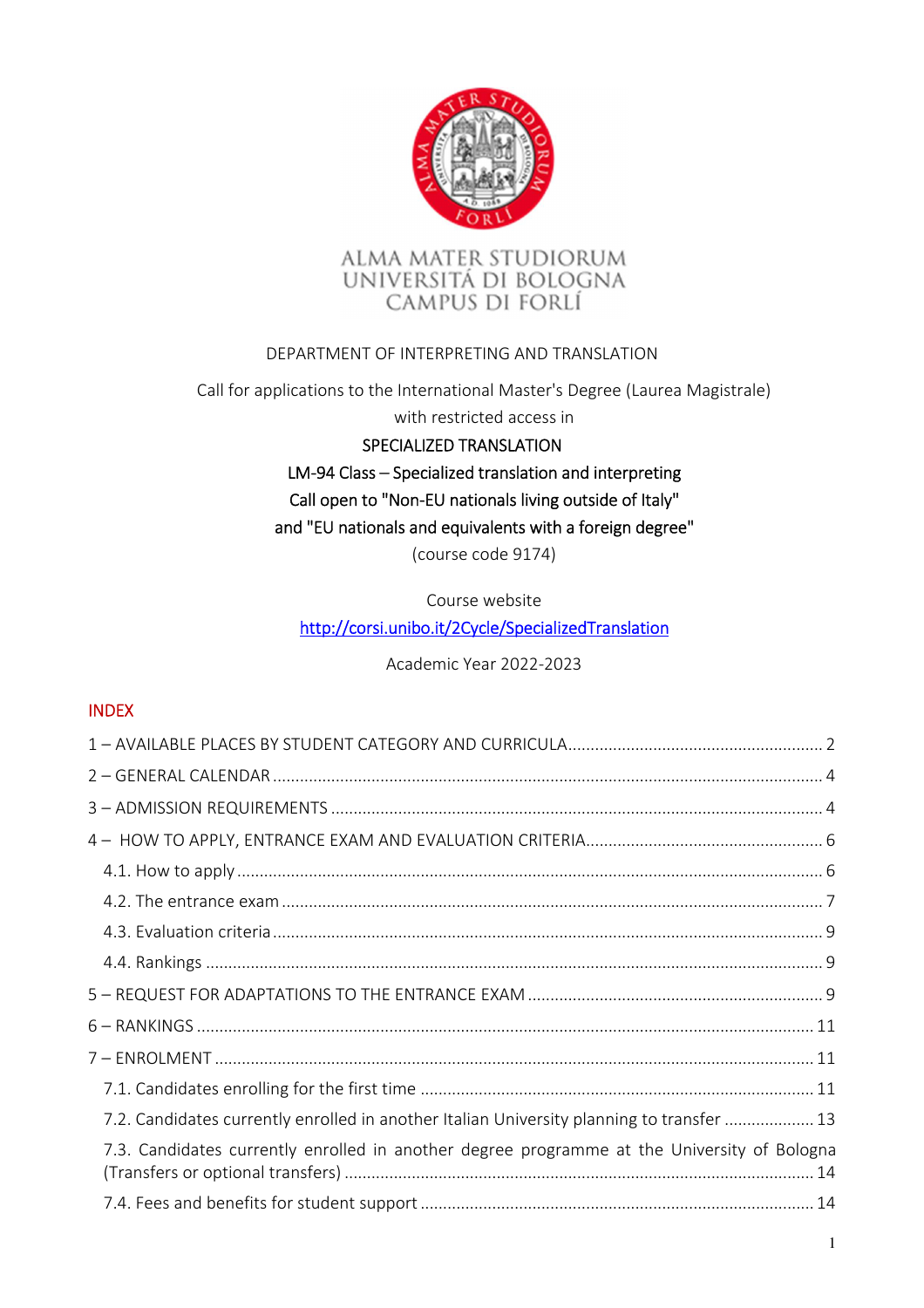ALMA MATER STUDIORUM
UNIVERSITÁ DI BOLOGNA
CAMPUS DI FORLÍ

DEPARTMENT OF INTERPRETING AND TRANSLATION

Call for applications to the International Master's Degree (Laurea Magistrale) with restricted access in

**SPECIALIZED TRANSLATION**

**LM-94 Class – Specialized translation and interpreting**

**Call open to "Non-EU nationals living outside of Italy" and "EU nationals and equivalents with a foreign degree"**

(course code 9174)

Course website

[http://corsi.unibo.it/2Cycle/SpecializedTranslation](http://corsi.unibo.it/2Cycle/SpecializedTranslation)

Academic Year 2022-2023

## INDEX

1 – AVAILABLE PLACES BY STUDENT CATEGORY AND CURRICULA ........ 2
2 – GENERAL CALENDAR ........ 4
3 – ADMISSION REQUIREMENTS ........ 4
4 – HOW TO APPLY, ENTRANCE EXAM AND EVALUATION CRITERIA ........ 6
- 4.1. How to apply ........ 6
- 4.2. The entrance exam ........ 7
- 4.3. Evaluation criteria ........ 9
- 4.4. Rankings ........ 9

5 – REQUEST FOR ADAPTATIONS TO THE ENTRANCE EXAM ........ 9
6 – RANKINGS ........ 11
7 – ENROLMENT ........ 11
- 7.1. Candidates enrolling for the first time ........ 11
- 7.2. Candidates currently enrolled in another Italian University planning to transfer ........ 13
- 7.3. Candidates currently enrolled in another degree programme at the University of Bologna (Transfers or optional transfers) ........ 14
- 7.4. Fees and benefits for student support ........ 14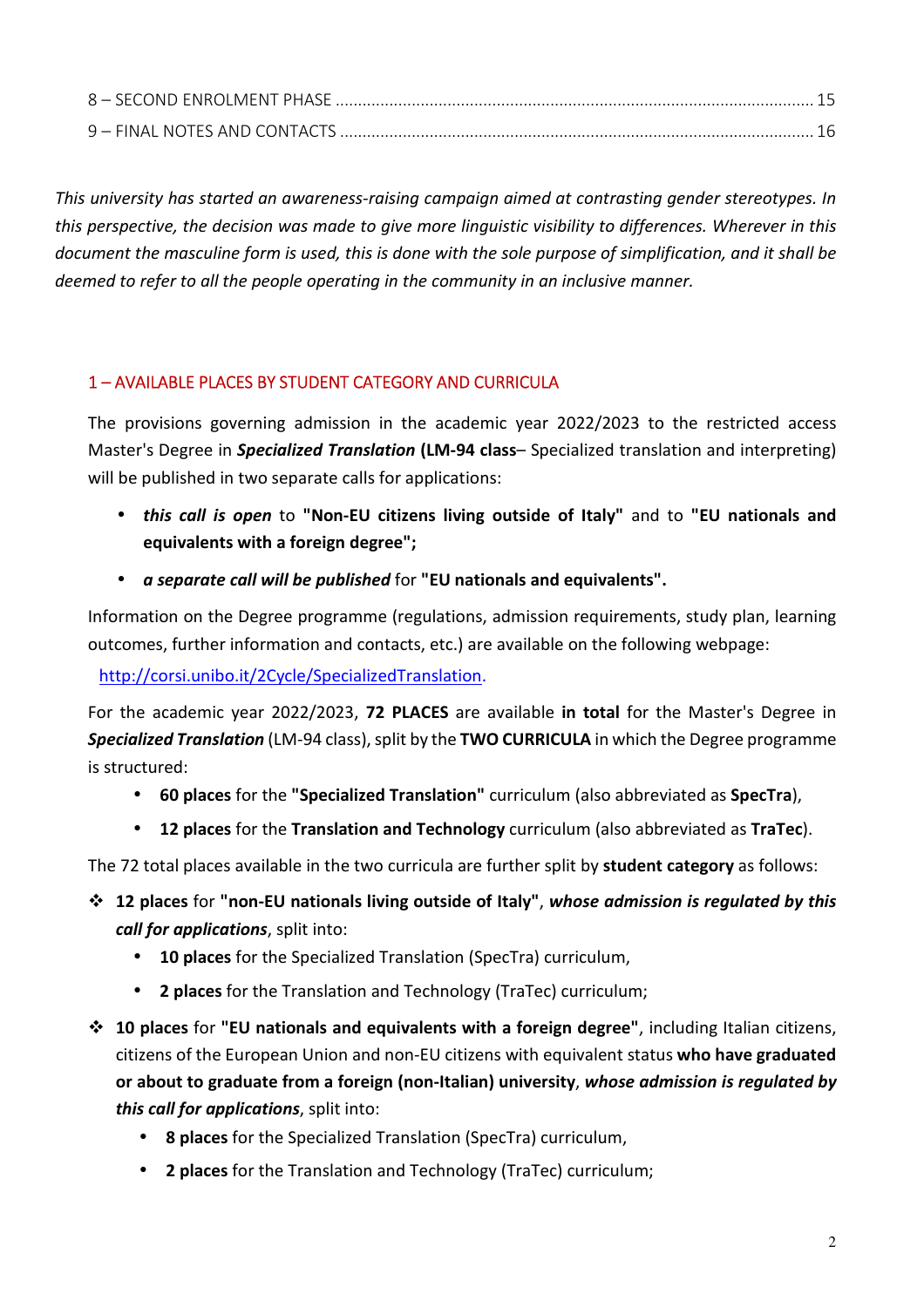8 – SECOND ENROLMENT PHASE ........................................................................................................ 15

9 – FINAL NOTES AND CONTACTS ....................................................................................................... 16

*This university has started an awareness-raising campaign aimed at contrasting gender stereotypes. In this perspective, the decision was made to give more linguistic visibility to differences. Wherever in this document the masculine form is used, this is done with the sole purpose of simplification, and it shall be deemed to refer to all the people operating in the community in an inclusive manner.*

## 1 – AVAILABLE PLACES BY STUDENT CATEGORY AND CURRICULA

The provisions governing admission in the academic year 2022/2023 to the restricted access Master's Degree in ***Specialized Translation*** **(LM-94 class**– Specialized translation and interpreting) will be published in two separate calls for applications:

- ***this call is open*** to **"Non-EU citizens living outside of Italy"** and to **"EU nationals and equivalents with a foreign degree";**
- ***a separate call will be published*** for **"EU nationals and equivalents".**

Information on the Degree programme (regulations, admission requirements, study plan, learning outcomes, further information and contacts, etc.) are available on the following webpage:

http://corsi.unibo.it/2Cycle/SpecializedTranslation.

For the academic year 2022/2023, **72 PLACES** are available **in total** for the Master's Degree in ***Specialized Translation*** (LM-94 class), split by the **TWO CURRICULA** in which the Degree programme is structured:

- **60 places** for the **"Specialized Translation"** curriculum (also abbreviated as **SpecTra**),
- **12 places** for the **Translation and Technology** curriculum (also abbreviated as **TraTec**).

The 72 total places available in the two curricula are further split by **student category** as follows:

- **12 places** for **"non-EU nationals living outside of Italy"**, ***whose admission is regulated by this call for applications***, split into:
  - **10 places** for the Specialized Translation (SpecTra) curriculum,
  - **2 places** for the Translation and Technology (TraTec) curriculum;
- **10 places** for **"EU nationals and equivalents with a foreign degree"**, including Italian citizens, citizens of the European Union and non-EU citizens with equivalent status **who have graduated or about to graduate from a foreign (non-Italian) university**, ***whose admission is regulated by this call for applications***, split into:
  - **8 places** for the Specialized Translation (SpecTra) curriculum,
  - **2 places** for the Translation and Technology (TraTec) curriculum;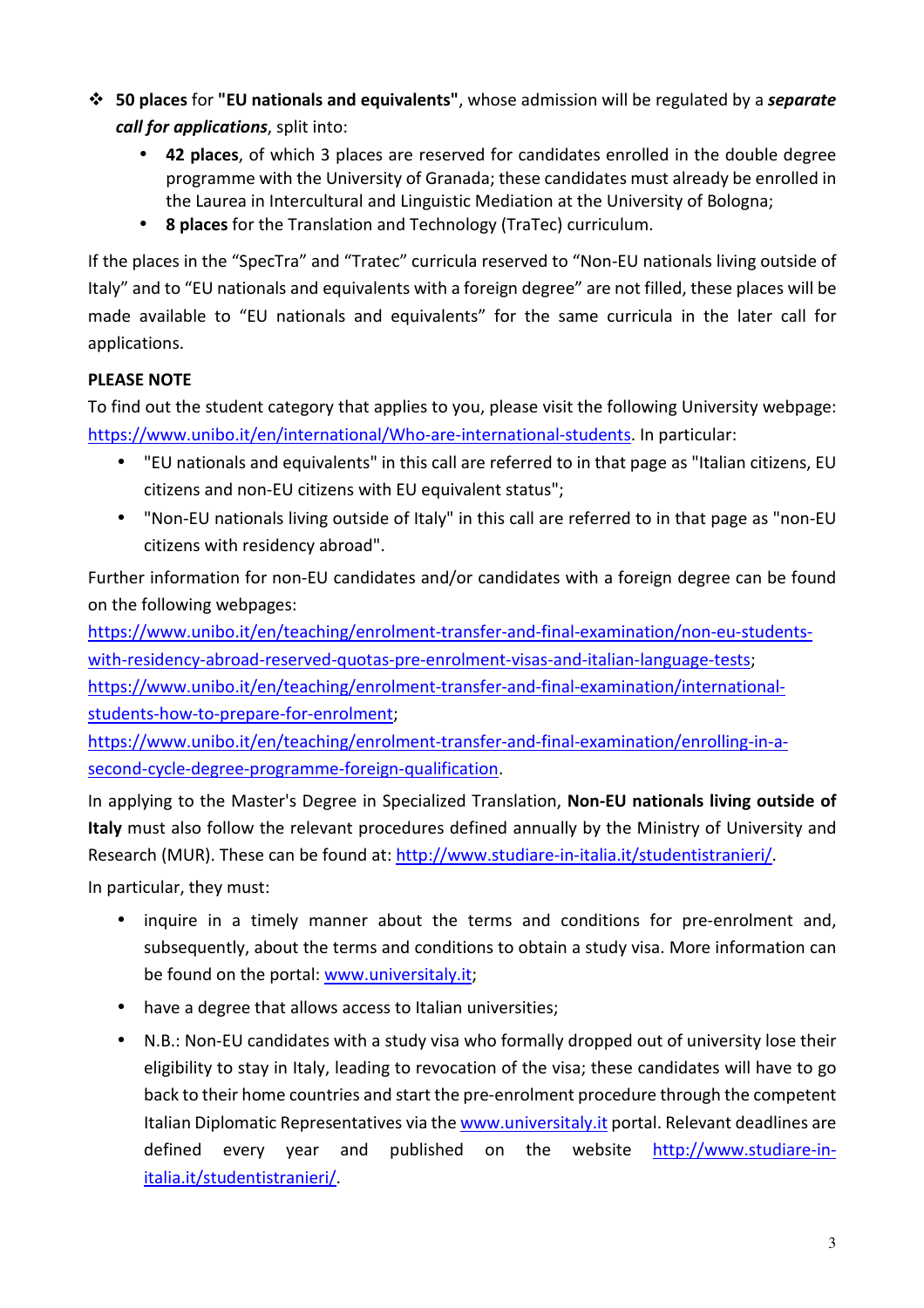- **50 places** for **"EU nationals and equivalents"**, whose admission will be regulated by a ***separate call for applications***, split into:
  - **42 places**, of which 3 places are reserved for candidates enrolled in the double degree programme with the University of Granada; these candidates must already be enrolled in the Laurea in Intercultural and Linguistic Mediation at the University of Bologna;
  - **8 places** for the Translation and Technology (TraTec) curriculum.

If the places in the "SpecTra" and "Tratec" curricula reserved to "Non-EU nationals living outside of Italy" and to "EU nationals and equivalents with a foreign degree" are not filled, these places will be made available to "EU nationals and equivalents" for the same curricula in the later call for applications.

**PLEASE NOTE**

To find out the student category that applies to you, please visit the following University webpage: https://www.unibo.it/en/international/Who-are-international-students. In particular:

- "EU nationals and equivalents" in this call are referred to in that page as "Italian citizens, EU citizens and non-EU citizens with EU equivalent status";
- "Non-EU nationals living outside of Italy" in this call are referred to in that page as "non-EU citizens with residency abroad".

Further information for non-EU candidates and/or candidates with a foreign degree can be found on the following webpages:
https://www.unibo.it/en/teaching/enrolment-transfer-and-final-examination/non-eu-students-with-residency-abroad-reserved-quotas-pre-enrolment-visas-and-italian-language-tests;
https://www.unibo.it/en/teaching/enrolment-transfer-and-final-examination/international-students-how-to-prepare-for-enrolment;
https://www.unibo.it/en/teaching/enrolment-transfer-and-final-examination/enrolling-in-a-second-cycle-degree-programme-foreign-qualification.

In applying to the Master's Degree in Specialized Translation, **Non-EU nationals living outside of Italy** must also follow the relevant procedures defined annually by the Ministry of University and Research (MUR). These can be found at: http://www.studiare-in-italia.it/studentistranieri/.

In particular, they must:

- inquire in a timely manner about the terms and conditions for pre-enrolment and, subsequently, about the terms and conditions to obtain a study visa. More information can be found on the portal: www.universitaly.it;
- have a degree that allows access to Italian universities;
- N.B.: Non-EU candidates with a study visa who formally dropped out of university lose their eligibility to stay in Italy, leading to revocation of the visa; these candidates will have to go back to their home countries and start the pre-enrolment procedure through the competent Italian Diplomatic Representatives via the www.universitaly.it portal. Relevant deadlines are defined every year and published on the website http://www.studiare-in-italia.it/studentistranieri/.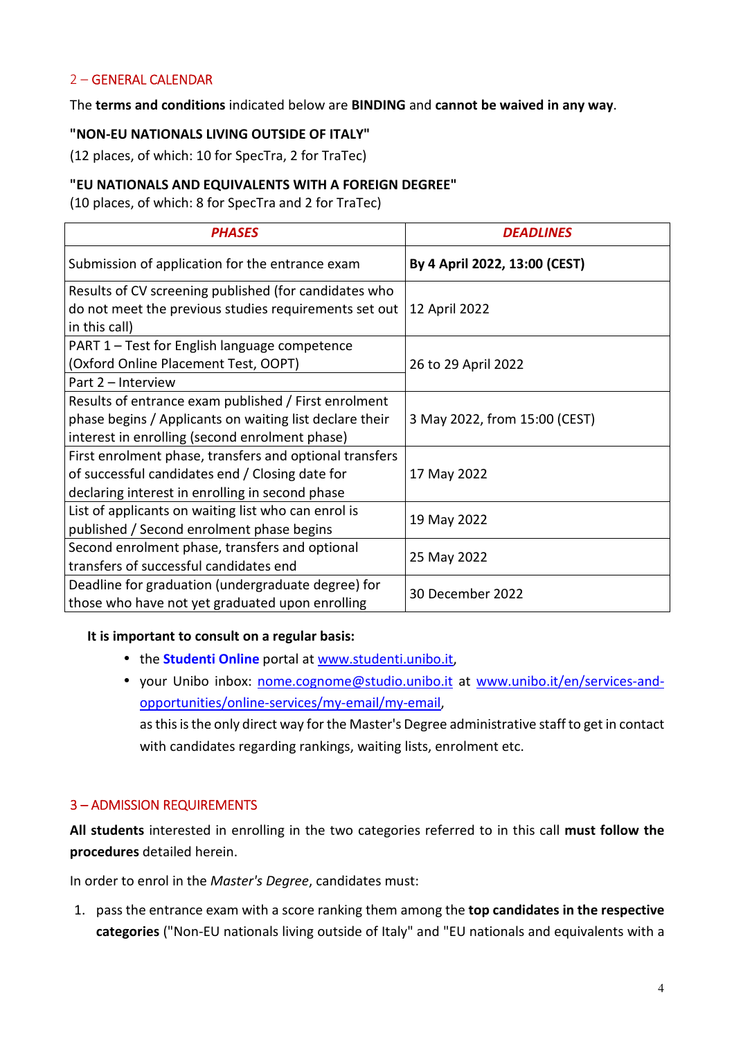## 2 – GENERAL CALENDAR

The **terms and conditions** indicated below are **BINDING** and **cannot be waived in any way**.

**"NON-EU NATIONALS LIVING OUTSIDE OF ITALY"**

(12 places, of which: 10 for SpecTra, 2 for TraTec)

**"EU NATIONALS AND EQUIVALENTS WITH A FOREIGN DEGREE"**

(10 places, of which: 8 for SpecTra and 2 for TraTec)

| ***PHASES*** | ***DEADLINES*** |
|---|---|
| Submission of application for the entrance exam | **By 4 April 2022, 13:00 (CEST)** |
| Results of CV screening published (for candidates who do not meet the previous studies requirements set out in this call) | 12 April 2022 |
| PART 1 – Test for English language competence (Oxford Online Placement Test, OOPT) | 26 to 29 April 2022 |
| Part 2 – Interview | |
| Results of entrance exam published / First enrolment phase begins / Applicants on waiting list declare their interest in enrolling (second enrolment phase) | 3 May 2022, from 15:00 (CEST) |
| First enrolment phase, transfers and optional transfers of successful candidates end / Closing date for declaring interest in enrolling in second phase | 17 May 2022 |
| List of applicants on waiting list who can enrol is published / Second enrolment phase begins | 19 May 2022 |
| Second enrolment phase, transfers and optional transfers of successful candidates end | 25 May 2022 |
| Deadline for graduation (undergraduate degree) for those who have not yet graduated upon enrolling | 30 December 2022 |

**It is important to consult on a regular basis:**

- the **Studenti Online** portal at www.studenti.unibo.it,
- your Unibo inbox: nome.cognome@studio.unibo.it at www.unibo.it/en/services-and-opportunities/online-services/my-email/my-email,
  as this is the only direct way for the Master's Degree administrative staff to get in contact with candidates regarding rankings, waiting lists, enrolment etc.

## 3 – ADMISSION REQUIREMENTS

**All students** interested in enrolling in the two categories referred to in this call **must follow the procedures** detailed herein.

In order to enrol in the *Master's Degree*, candidates must:

1. pass the entrance exam with a score ranking them among the **top candidates in the respective categories** ("Non-EU nationals living outside of Italy" and "EU nationals and equivalents with a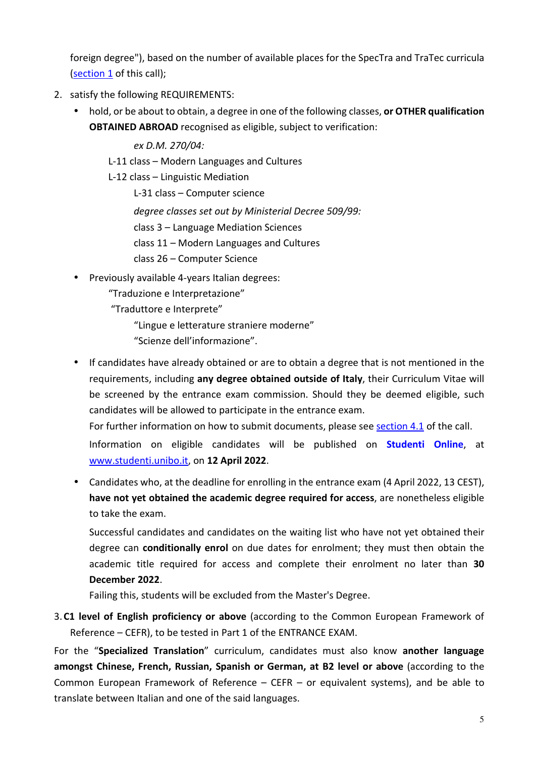foreign degree"), based on the number of available places for the SpecTra and TraTec curricula ([section 1]() of this call);

2. satisfy the following REQUIREMENTS:
   - hold, or be about to obtain, a degree in one of the following classes, **or OTHER qualification OBTAINED ABROAD** recognised as eligible, subject to verification:

     *ex D.M. 270/04:*
     L-11 class – Modern Languages and Cultures
     L-12 class – Linguistic Mediation
     L-31 class – Computer science
     *degree classes set out by Ministerial Decree 509/99:*
     class 3 – Language Mediation Sciences
     class 11 – Modern Languages and Cultures
     class 26 – Computer Science

   - Previously available 4-years Italian degrees:
     "Traduzione e Interpretazione"
     "Traduttore e Interprete"
     "Lingue e letterature straniere moderne"
     "Scienze dell'informazione".

   - If candidates have already obtained or are to obtain a degree that is not mentioned in the requirements, including **any degree obtained outside of Italy**, their Curriculum Vitae will be screened by the entrance exam commission. Should they be deemed eligible, such candidates will be allowed to participate in the entrance exam.
     For further information on how to submit documents, please see [section 4.1]() of the call.
     Information on eligible candidates will be published on **Studenti Online**, at [www.studenti.unibo.it](www.studenti.unibo.it), on **12 April 2022**.

   - Candidates who, at the deadline for enrolling in the entrance exam (4 April 2022, 13 CEST), **have not yet obtained the academic degree required for access**, are nonetheless eligible to take the exam.

     Successful candidates and candidates on the waiting list who have not yet obtained their degree can **conditionally enrol** on due dates for enrolment; they must then obtain the academic title required for access and complete their enrolment no later than **30 December 2022**.
     Failing this, students will be excluded from the Master's Degree.

3. **C1 level of English proficiency or above** (according to the Common European Framework of Reference – CEFR), to be tested in Part 1 of the ENTRANCE EXAM.

For the "**Specialized Translation**" curriculum, candidates must also know **another language amongst Chinese, French, Russian, Spanish or German, at B2 level or above** (according to the Common European Framework of Reference – CEFR – or equivalent systems), and be able to translate between Italian and one of the said languages.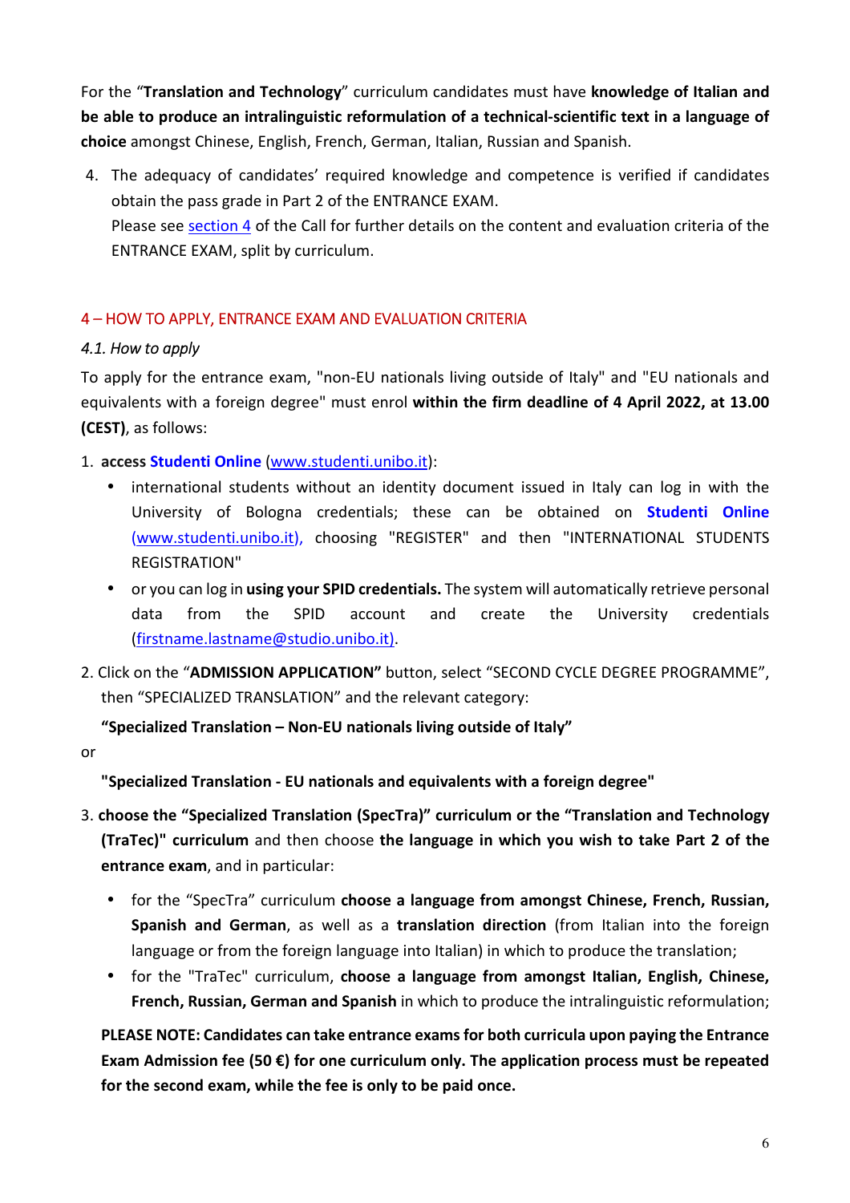For the "**Translation and Technology**" curriculum candidates must have **knowledge of Italian and be able to produce an intralinguistic reformulation of a technical-scientific text in a language of choice** amongst Chinese, English, French, German, Italian, Russian and Spanish.

4. The adequacy of candidates' required knowledge and competence is verified if candidates obtain the pass grade in Part 2 of the ENTRANCE EXAM.
   Please see section 4 of the Call for further details on the content and evaluation criteria of the ENTRANCE EXAM, split by curriculum.

## 4 – HOW TO APPLY, ENTRANCE EXAM AND EVALUATION CRITERIA

### *4.1. How to apply*

To apply for the entrance exam, "non-EU nationals living outside of Italy" and "EU nationals and equivalents with a foreign degree" must enrol **within the firm deadline of 4 April 2022, at 13.00 (CEST)**, as follows:

1. **access Studenti Online** (www.studenti.unibo.it):
   - international students without an identity document issued in Italy can log in with the University of Bologna credentials; these can be obtained on **Studenti Online** (www.studenti.unibo.it), choosing "REGISTER" and then "INTERNATIONAL STUDENTS REGISTRATION"
   - or you can log in **using your SPID credentials.** The system will automatically retrieve personal data from the SPID account and create the University credentials (firstname.lastname@studio.unibo.it).
2. Click on the "**ADMISSION APPLICATION"** button, select "SECOND CYCLE DEGREE PROGRAMME", then "SPECIALIZED TRANSLATION" and the relevant category:

   **"Specialized Translation – Non-EU nationals living outside of Italy"**

   or

   **"Specialized Translation - EU nationals and equivalents with a foreign degree"**
3. **choose the "Specialized Translation (SpecTra)" curriculum or the "Translation and Technology (TraTec)" curriculum** and then choose **the language in which you wish to take Part 2 of the entrance exam**, and in particular:
   - for the "SpecTra" curriculum **choose a language from amongst Chinese, French, Russian, Spanish and German**, as well as a **translation direction** (from Italian into the foreign language or from the foreign language into Italian) in which to produce the translation;
   - for the "TraTec" curriculum, **choose a language from amongst Italian, English, Chinese, French, Russian, German and Spanish** in which to produce the intralinguistic reformulation;

   **PLEASE NOTE: Candidates can take entrance exams for both curricula upon paying the Entrance Exam Admission fee (50 €) for one curriculum only. The application process must be repeated for the second exam, while the fee is only to be paid once.**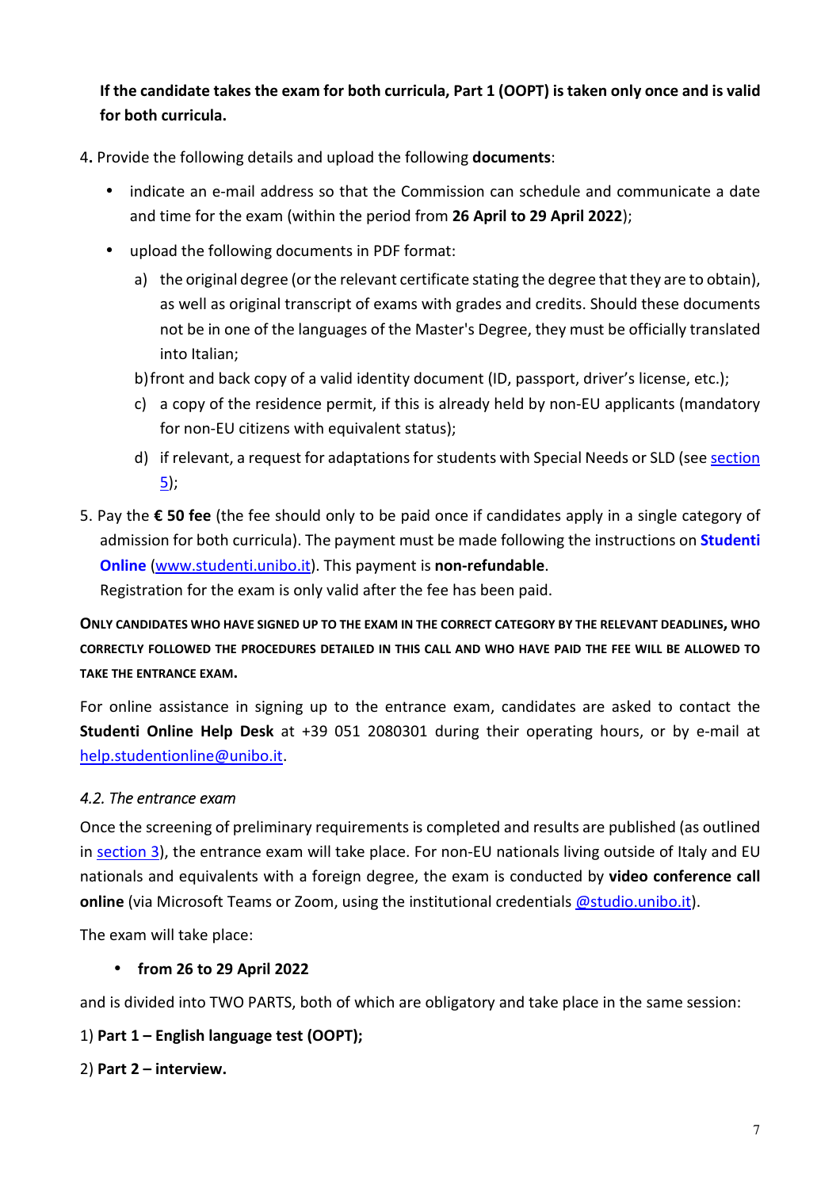**If the candidate takes the exam for both curricula, Part 1 (OOPT) is taken only once and is valid for both curricula.**

4. Provide the following details and upload the following **documents**:

   - indicate an e-mail address so that the Commission can schedule and communicate a date and time for the exam (within the period from **26 April to 29 April 2022**);
   - upload the following documents in PDF format:
     a) the original degree (or the relevant certificate stating the degree that they are to obtain), as well as original transcript of exams with grades and credits. Should these documents not be in one of the languages of the Master's Degree, they must be officially translated into Italian;
     b) front and back copy of a valid identity document (ID, passport, driver's license, etc.);
     c) a copy of the residence permit, if this is already held by non-EU applicants (mandatory for non-EU citizens with equivalent status);
     d) if relevant, a request for adaptations for students with Special Needs or SLD (see section 5);

5. Pay the **€ 50 fee** (the fee should only to be paid once if candidates apply in a single category of admission for both curricula). The payment must be made following the instructions on **Studenti Online** (www.studenti.unibo.it). This payment is **non-refundable**.
   Registration for the exam is only valid after the fee has been paid.

**ONLY CANDIDATES WHO HAVE SIGNED UP TO THE EXAM IN THE CORRECT CATEGORY BY THE RELEVANT DEADLINES, WHO CORRECTLY FOLLOWED THE PROCEDURES DETAILED IN THIS CALL AND WHO HAVE PAID THE FEE WILL BE ALLOWED TO TAKE THE ENTRANCE EXAM.**

For online assistance in signing up to the entrance exam, candidates are asked to contact the **Studenti Online Help Desk** at +39 051 2080301 during their operating hours, or by e-mail at help.studentionline@unibo.it.

### *4.2. The entrance exam*

Once the screening of preliminary requirements is completed and results are published (as outlined in section 3), the entrance exam will take place. For non-EU nationals living outside of Italy and EU nationals and equivalents with a foreign degree, the exam is conducted by **video conference call online** (via Microsoft Teams or Zoom, using the institutional credentials @studio.unibo.it).

The exam will take place:

- **from 26 to 29 April 2022**

and is divided into TWO PARTS, both of which are obligatory and take place in the same session:

1) **Part 1 – English language test (OOPT);**

2) **Part 2 – interview.**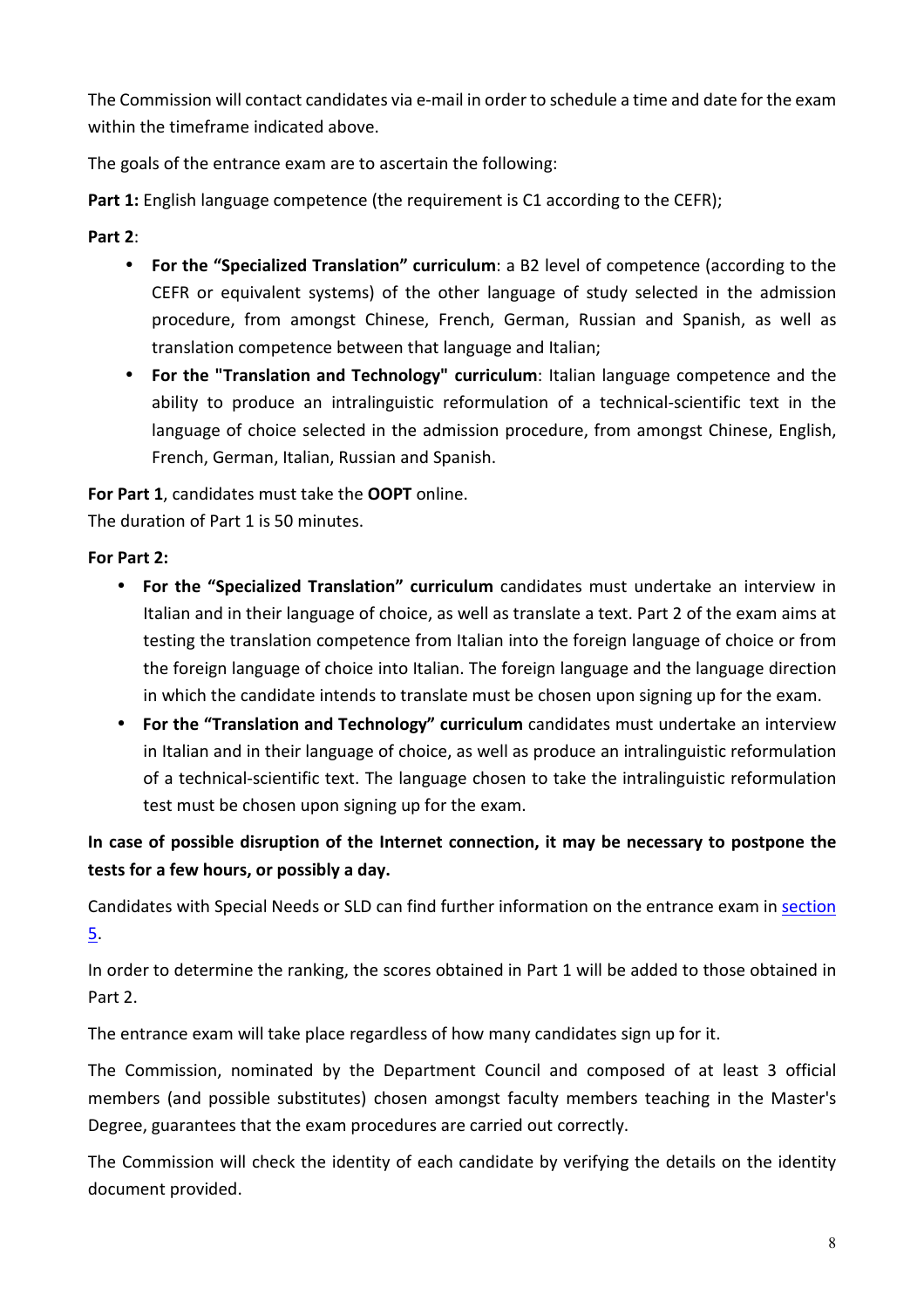The Commission will contact candidates via e-mail in order to schedule a time and date for the exam within the timeframe indicated above.

The goals of the entrance exam are to ascertain the following:

**Part 1:** English language competence (the requirement is C1 according to the CEFR);

**Part 2**:

- **For the "Specialized Translation" curriculum**: a B2 level of competence (according to the CEFR or equivalent systems) of the other language of study selected in the admission procedure, from amongst Chinese, French, German, Russian and Spanish, as well as translation competence between that language and Italian;
- **For the "Translation and Technology" curriculum**: Italian language competence and the ability to produce an intralinguistic reformulation of a technical-scientific text in the language of choice selected in the admission procedure, from amongst Chinese, English, French, German, Italian, Russian and Spanish.

**For Part 1**, candidates must take the **OOPT** online.
The duration of Part 1 is 50 minutes.

**For Part 2:**

- **For the "Specialized Translation" curriculum** candidates must undertake an interview in Italian and in their language of choice, as well as translate a text. Part 2 of the exam aims at testing the translation competence from Italian into the foreign language of choice or from the foreign language of choice into Italian. The foreign language and the language direction in which the candidate intends to translate must be chosen upon signing up for the exam.
- **For the "Translation and Technology" curriculum** candidates must undertake an interview in Italian and in their language of choice, as well as produce an intralinguistic reformulation of a technical-scientific text. The language chosen to take the intralinguistic reformulation test must be chosen upon signing up for the exam.

**In case of possible disruption of the Internet connection, it may be necessary to postpone the tests for a few hours, or possibly a day.**

Candidates with Special Needs or SLD can find further information on the entrance exam in section 5.

In order to determine the ranking, the scores obtained in Part 1 will be added to those obtained in Part 2.

The entrance exam will take place regardless of how many candidates sign up for it.

The Commission, nominated by the Department Council and composed of at least 3 official members (and possible substitutes) chosen amongst faculty members teaching in the Master's Degree, guarantees that the exam procedures are carried out correctly.

The Commission will check the identity of each candidate by verifying the details on the identity document provided.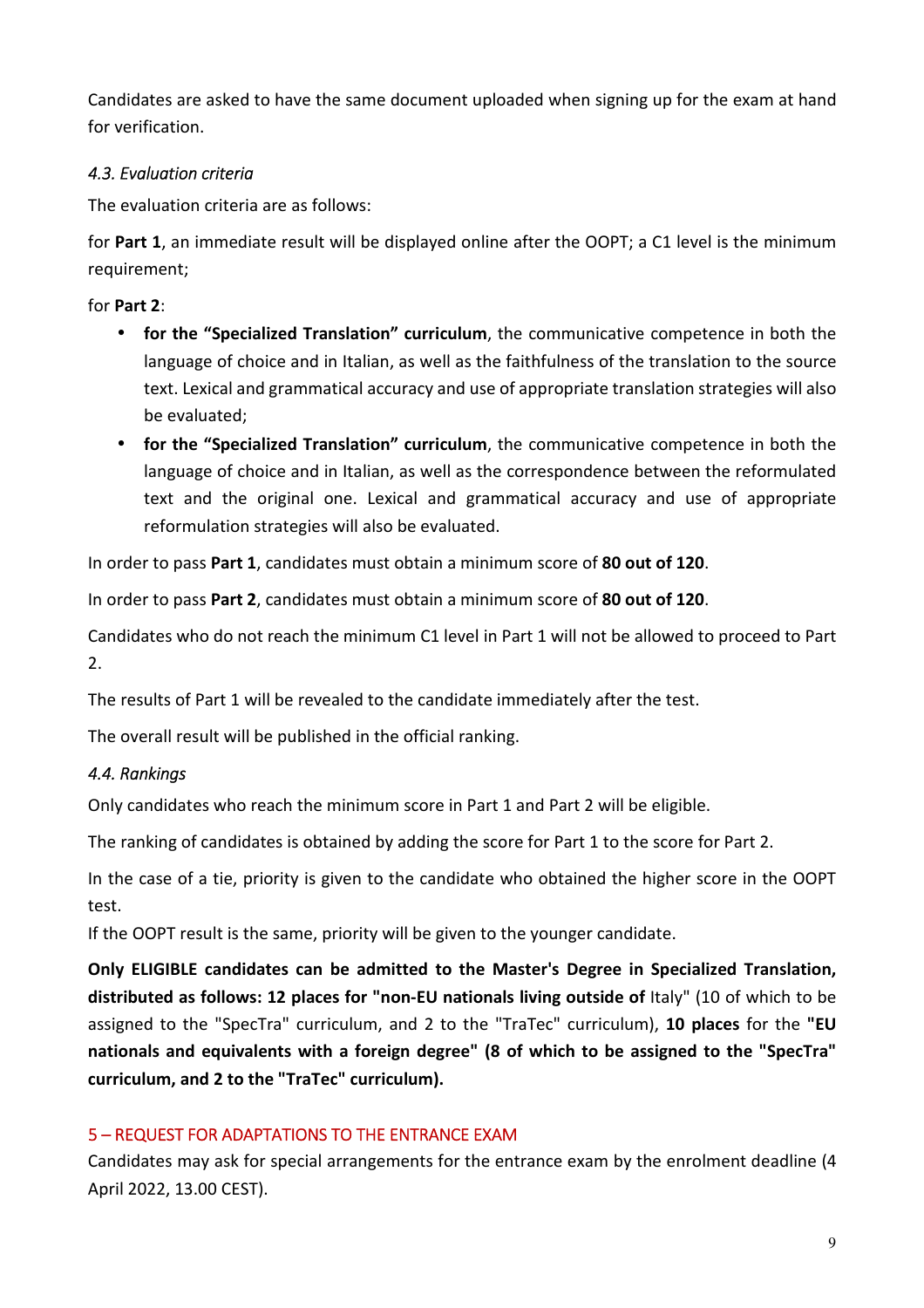Candidates are asked to have the same document uploaded when signing up for the exam at hand for verification.

### *4.3. Evaluation criteria*

The evaluation criteria are as follows:

for **Part 1**, an immediate result will be displayed online after the OOPT; a C1 level is the minimum requirement;

for **Part 2**:

- **for the "Specialized Translation" curriculum**, the communicative competence in both the language of choice and in Italian, as well as the faithfulness of the translation to the source text. Lexical and grammatical accuracy and use of appropriate translation strategies will also be evaluated;
- **for the "Specialized Translation" curriculum**, the communicative competence in both the language of choice and in Italian, as well as the correspondence between the reformulated text and the original one. Lexical and grammatical accuracy and use of appropriate reformulation strategies will also be evaluated.

In order to pass **Part 1**, candidates must obtain a minimum score of **80 out of 120**.

In order to pass **Part 2**, candidates must obtain a minimum score of **80 out of 120**.

Candidates who do not reach the minimum C1 level in Part 1 will not be allowed to proceed to Part 2.

The results of Part 1 will be revealed to the candidate immediately after the test.

The overall result will be published in the official ranking.

### *4.4. Rankings*

Only candidates who reach the minimum score in Part 1 and Part 2 will be eligible.

The ranking of candidates is obtained by adding the score for Part 1 to the score for Part 2.

In the case of a tie, priority is given to the candidate who obtained the higher score in the OOPT test.
If the OOPT result is the same, priority will be given to the younger candidate.

**Only ELIGIBLE candidates can be admitted to the Master's Degree in Specialized Translation, distributed as follows: 12 places for "non-EU nationals living outside of** Italy" (10 of which to be assigned to the "SpecTra" curriculum, and 2 to the "TraTec" curriculum), **10 places** for the **"EU nationals and equivalents with a foreign degree" (8 of which to be assigned to the "SpecTra" curriculum, and 2 to the "TraTec" curriculum).**

## 5 – REQUEST FOR ADAPTATIONS TO THE ENTRANCE EXAM

Candidates may ask for special arrangements for the entrance exam by the enrolment deadline (4 April 2022, 13.00 CEST).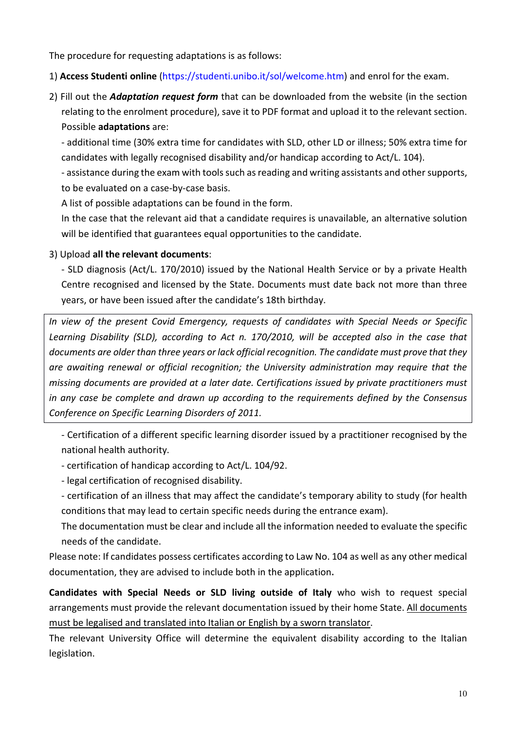The procedure for requesting adaptations is as follows:

1) **Access Studenti online** (https://studenti.unibo.it/sol/welcome.htm) and enrol for the exam.

2) Fill out the ***Adaptation request form*** that can be downloaded from the website (in the section relating to the enrolment procedure), save it to PDF format and upload it to the relevant section. Possible **adaptations** are:

   - additional time (30% extra time for candidates with SLD, other LD or illness; 50% extra time for candidates with legally recognised disability and/or handicap according to Act/L. 104).
   - assistance during the exam with tools such as reading and writing assistants and other supports, to be evaluated on a case-by-case basis.

   A list of possible adaptations can be found in the form.

   In the case that the relevant aid that a candidate requires is unavailable, an alternative solution will be identified that guarantees equal opportunities to the candidate.

3) Upload **all the relevant documents**:

   - SLD diagnosis (Act/L. 170/2010) issued by the National Health Service or by a private Health Centre recognised and licensed by the State. Documents must date back not more than three years, or have been issued after the candidate's 18th birthday.

> *In view of the present Covid Emergency, requests of candidates with Special Needs or Specific Learning Disability (SLD), according to Act n. 170/2010, will be accepted also in the case that documents are older than three years or lack official recognition. The candidate must prove that they are awaiting renewal or official recognition; the University administration may require that the missing documents are provided at a later date. Certifications issued by private practitioners must in any case be complete and drawn up according to the requirements defined by the Consensus Conference on Specific Learning Disorders of 2011.*

   - Certification of a different specific learning disorder issued by a practitioner recognised by the national health authority.
   - certification of handicap according to Act/L. 104/92.
   - legal certification of recognised disability.
   - certification of an illness that may affect the candidate's temporary ability to study (for health conditions that may lead to certain specific needs during the entrance exam).

   The documentation must be clear and include all the information needed to evaluate the specific needs of the candidate.

Please note: If candidates possess certificates according to Law No. 104 as well as any other medical documentation, they are advised to include both in the application.

**Candidates with Special Needs or SLD living outside of Italy** who wish to request special arrangements must provide the relevant documentation issued by their home State. <u>All documents must be legalised and translated into Italian or English by a sworn translator</u>.

The relevant University Office will determine the equivalent disability according to the Italian legislation.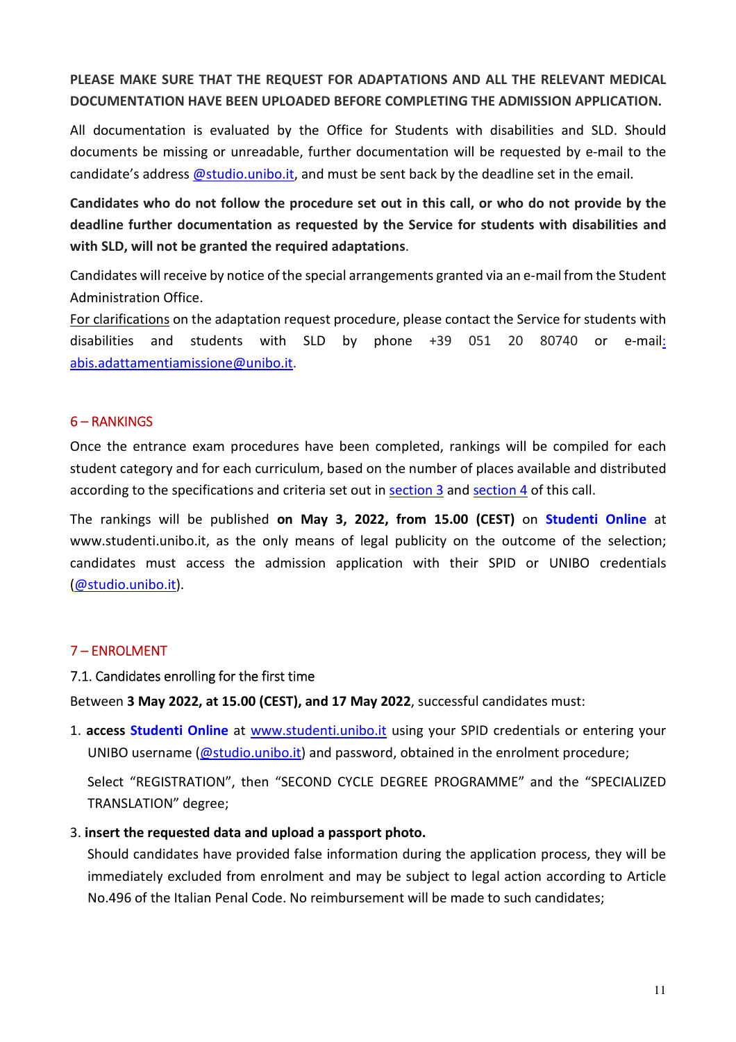**PLEASE MAKE SURE THAT THE REQUEST FOR ADAPTATIONS AND ALL THE RELEVANT MEDICAL DOCUMENTATION HAVE BEEN UPLOADED BEFORE COMPLETING THE ADMISSION APPLICATION.**

All documentation is evaluated by the Office for Students with disabilities and SLD. Should documents be missing or unreadable, further documentation will be requested by e-mail to the candidate's address @studio.unibo.it, and must be sent back by the deadline set in the email.

**Candidates who do not follow the procedure set out in this call, or who do not provide by the deadline further documentation as requested by the Service for students with disabilities and with SLD, will not be granted the required adaptations**.

Candidates will receive by notice of the special arrangements granted via an e-mail from the Student Administration Office.

For clarifications on the adaptation request procedure, please contact the Service for students with disabilities and students with SLD by phone +39 051 20 80740 or e-mail: abis.adattamentiamissione@unibo.it.

## 6 – RANKINGS

Once the entrance exam procedures have been completed, rankings will be compiled for each student category and for each curriculum, based on the number of places available and distributed according to the specifications and criteria set out in section 3 and section 4 of this call.

The rankings will be published **on May 3, 2022, from 15.00 (CEST)** on **Studenti Online** at www.studenti.unibo.it, as the only means of legal publicity on the outcome of the selection; candidates must access the admission application with their SPID or UNIBO credentials (@studio.unibo.it).

## 7 – ENROLMENT

### 7.1. Candidates enrolling for the first time

Between **3 May 2022, at 15.00 (CEST), and 17 May 2022**, successful candidates must:

1. **access Studenti Online** at www.studenti.unibo.it using your SPID credentials or entering your UNIBO username (@studio.unibo.it) and password, obtained in the enrolment procedure;

   Select "REGISTRATION", then "SECOND CYCLE DEGREE PROGRAMME" and the "SPECIALIZED TRANSLATION" degree;

3. **insert the requested data and upload a passport photo.**
   Should candidates have provided false information during the application process, they will be immediately excluded from enrolment and may be subject to legal action according to Article No.496 of the Italian Penal Code. No reimbursement will be made to such candidates;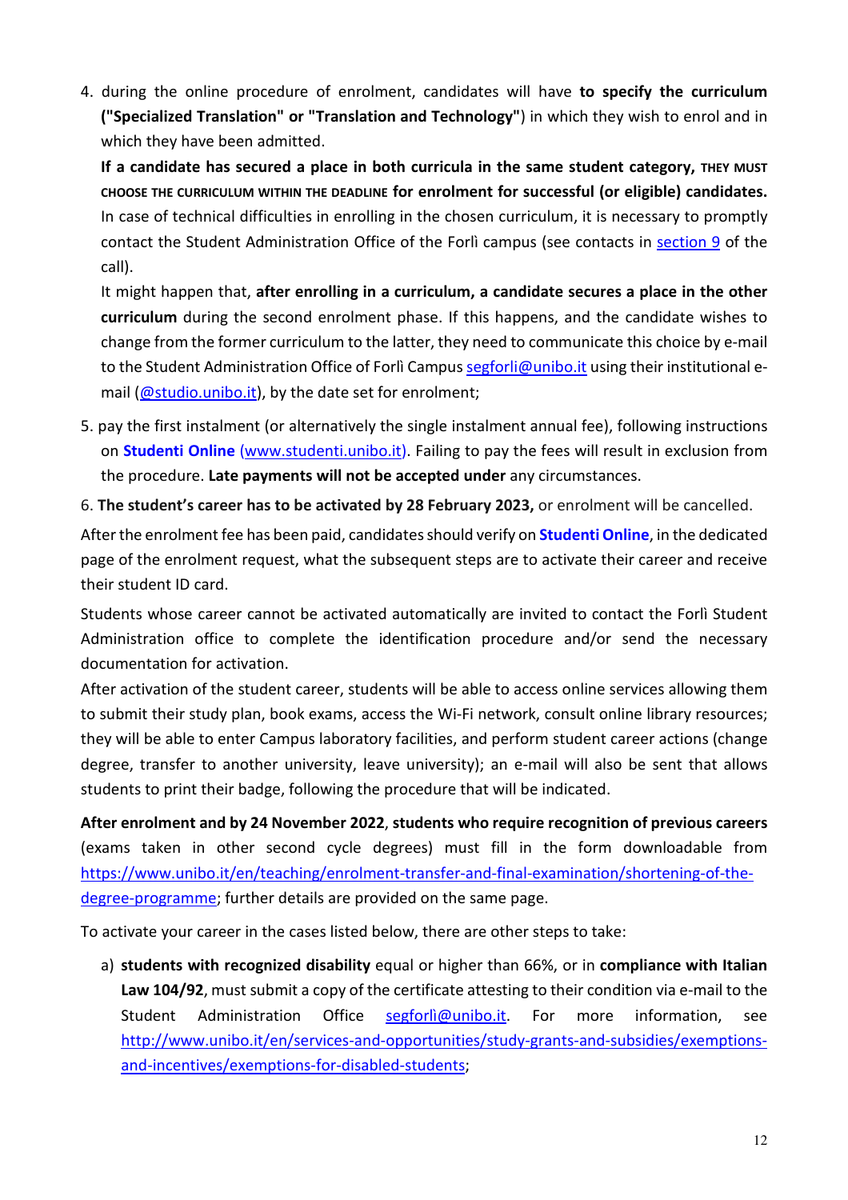4. during the online procedure of enrolment, candidates will have **to specify the curriculum ("Specialized Translation" or "Translation and Technology"**) in which they wish to enrol and in which they have been admitted.

   **If a candidate has secured a place in both curricula in the same student category, THEY MUST CHOOSE THE CURRICULUM WITHIN THE DEADLINE for enrolment for successful (or eligible) candidates.** In case of technical difficulties in enrolling in the chosen curriculum, it is necessary to promptly contact the Student Administration Office of the Forlì campus (see contacts in section 9 of the call).

   It might happen that, **after enrolling in a curriculum, a candidate secures a place in the other curriculum** during the second enrolment phase. If this happens, and the candidate wishes to change from the former curriculum to the latter, they need to communicate this choice by e-mail to the Student Administration Office of Forlì Campus segforli@unibo.it using their institutional e-mail (@studio.unibo.it), by the date set for enrolment;

5. pay the first instalment (or alternatively the single instalment annual fee), following instructions on **Studenti Online** (www.studenti.unibo.it). Failing to pay the fees will result in exclusion from the procedure. **Late payments will not be accepted under** any circumstances.

6. **The student's career has to be activated by 28 February 2023,** or enrolment will be cancelled.

After the enrolment fee has been paid, candidates should verify on **Studenti Online**, in the dedicated page of the enrolment request, what the subsequent steps are to activate their career and receive their student ID card.

Students whose career cannot be activated automatically are invited to contact the Forlì Student Administration office to complete the identification procedure and/or send the necessary documentation for activation.

After activation of the student career, students will be able to access online services allowing them to submit their study plan, book exams, access the Wi-Fi network, consult online library resources; they will be able to enter Campus laboratory facilities, and perform student career actions (change degree, transfer to another university, leave university); an e-mail will also be sent that allows students to print their badge, following the procedure that will be indicated.

**After enrolment and by 24 November 2022**, **students who require recognition of previous careers** (exams taken in other second cycle degrees) must fill in the form downloadable from https://www.unibo.it/en/teaching/enrolment-transfer-and-final-examination/shortening-of-the-degree-programme; further details are provided on the same page.

To activate your career in the cases listed below, there are other steps to take:

a) **students with recognized disability** equal or higher than 66%, or in **compliance with Italian Law 104/92**, must submit a copy of the certificate attesting to their condition via e-mail to the Student Administration Office segforlì@unibo.it. For more information, see http://www.unibo.it/en/services-and-opportunities/study-grants-and-subsidies/exemptions-and-incentives/exemptions-for-disabled-students;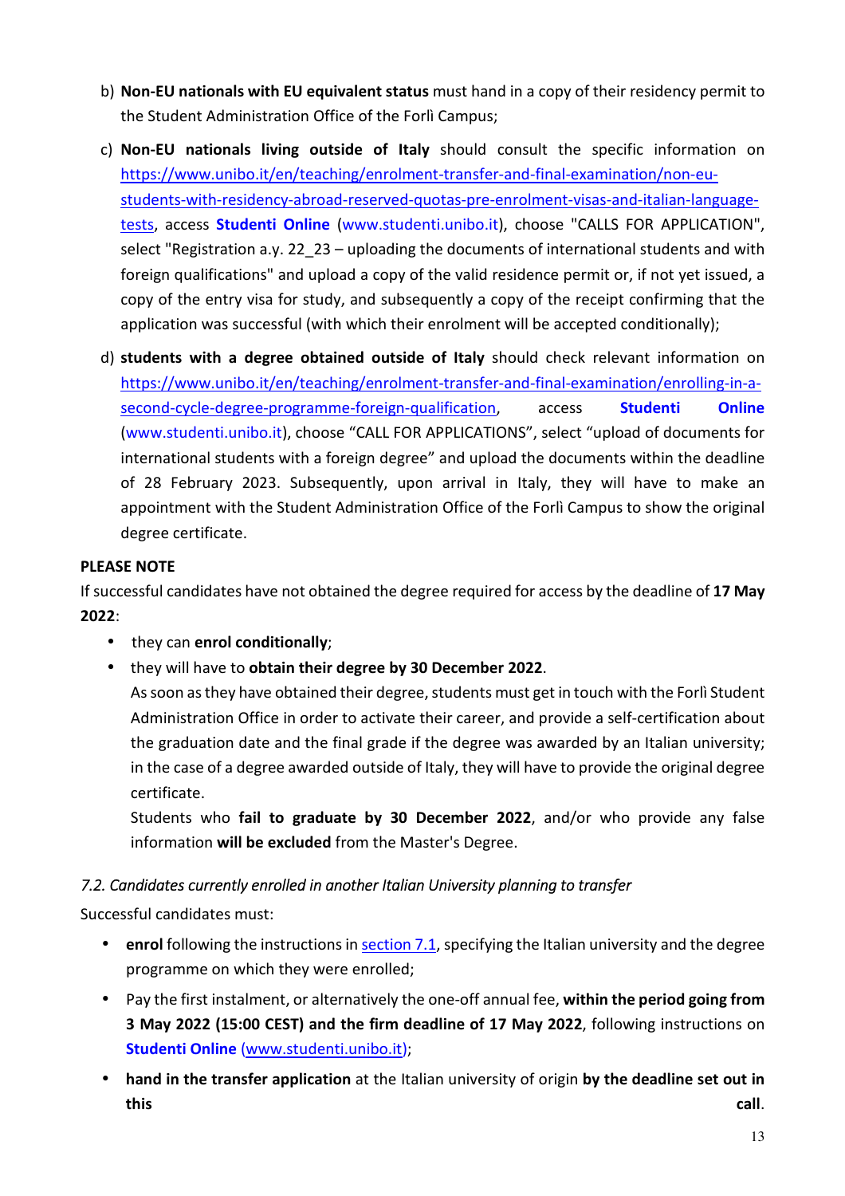b) **Non-EU nationals with EU equivalent status** must hand in a copy of their residency permit to the Student Administration Office of the Forlì Campus;

c) **Non-EU nationals living outside of Italy** should consult the specific information on [https://www.unibo.it/en/teaching/enrolment-transfer-and-final-examination/non-eu-students-with-residency-abroad-reserved-quotas-pre-enrolment-visas-and-italian-language-tests](https://www.unibo.it/en/teaching/enrolment-transfer-and-final-examination/non-eu-students-with-residency-abroad-reserved-quotas-pre-enrolment-visas-and-italian-language-tests), access **Studenti Online** (www.studenti.unibo.it), choose "CALLS FOR APPLICATION", select "Registration a.y. 22_23 – uploading the documents of international students and with foreign qualifications" and upload a copy of the valid residence permit or, if not yet issued, a copy of the entry visa for study, and subsequently a copy of the receipt confirming that the application was successful (with which their enrolment will be accepted conditionally);

d) **students with a degree obtained outside of Italy** should check relevant information on [https://www.unibo.it/en/teaching/enrolment-transfer-and-final-examination/enrolling-in-a-second-cycle-degree-programme-foreign-qualification](https://www.unibo.it/en/teaching/enrolment-transfer-and-final-examination/enrolling-in-a-second-cycle-degree-programme-foreign-qualification), access **Studenti Online** (www.studenti.unibo.it), choose "CALL FOR APPLICATIONS", select "upload of documents for international students with a foreign degree" and upload the documents within the deadline of 28 February 2023. Subsequently, upon arrival in Italy, they will have to make an appointment with the Student Administration Office of the Forlì Campus to show the original degree certificate.

**PLEASE NOTE**

If successful candidates have not obtained the degree required for access by the deadline of **17 May 2022**:

- they can **enrol conditionally**;
- they will have to **obtain their degree by 30 December 2022**.
  As soon as they have obtained their degree, students must get in touch with the Forlì Student Administration Office in order to activate their career, and provide a self-certification about the graduation date and the final grade if the degree was awarded by an Italian university; in the case of a degree awarded outside of Italy, they will have to provide the original degree certificate.
  Students who **fail to graduate by 30 December 2022**, and/or who provide any false information **will be excluded** from the Master's Degree.

### *7.2. Candidates currently enrolled in another Italian University planning to transfer*

Successful candidates must:

- **enrol** following the instructions in [section 7.1](#), specifying the Italian university and the degree programme on which they were enrolled;
- Pay the first instalment, or alternatively the one-off annual fee, **within the period going from 3 May 2022 (15:00 CEST) and the firm deadline of 17 May 2022**, following instructions on **Studenti Online** (www.studenti.unibo.it);
- **hand in the transfer application** at the Italian university of origin **by the deadline set out in this call**.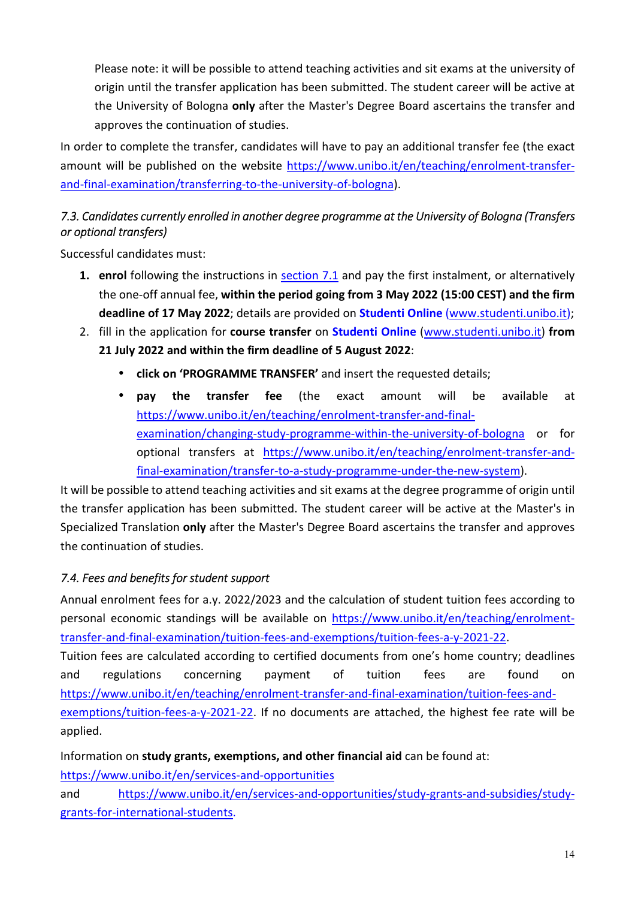Please note: it will be possible to attend teaching activities and sit exams at the university of origin until the transfer application has been submitted. The student career will be active at the University of Bologna **only** after the Master's Degree Board ascertains the transfer and approves the continuation of studies.

In order to complete the transfer, candidates will have to pay an additional transfer fee (the exact amount will be published on the website https://www.unibo.it/en/teaching/enrolment-transfer-and-final-examination/transferring-to-the-university-of-bologna).

### *7.3. Candidates currently enrolled in another degree programme at the University of Bologna (Transfers or optional transfers)*

Successful candidates must:

1. **enrol** following the instructions in section 7.1 and pay the first instalment, or alternatively the one-off annual fee, **within the period going from 3 May 2022 (15:00 CEST) and the firm deadline of 17 May 2022**; details are provided on **Studenti Online** (www.studenti.unibo.it);
2. fill in the application for **course transfer** on **Studenti Online** (www.studenti.unibo.it) **from 21 July 2022 and within the firm deadline of 5 August 2022**:
   - **click on 'PROGRAMME TRANSFER'** and insert the requested details;
   - **pay the transfer fee** (the exact amount will be available at https://www.unibo.it/en/teaching/enrolment-transfer-and-final-examination/changing-study-programme-within-the-university-of-bologna or for optional transfers at https://www.unibo.it/en/teaching/enrolment-transfer-and-final-examination/transfer-to-a-study-programme-under-the-new-system).

It will be possible to attend teaching activities and sit exams at the degree programme of origin until the transfer application has been submitted. The student career will be active at the Master's in Specialized Translation **only** after the Master's Degree Board ascertains the transfer and approves the continuation of studies.

### *7.4. Fees and benefits for student support*

Annual enrolment fees for a.y. 2022/2023 and the calculation of student tuition fees according to personal economic standings will be available on https://www.unibo.it/en/teaching/enrolment-transfer-and-final-examination/tuition-fees-and-exemptions/tuition-fees-a-y-2021-22.

Tuition fees are calculated according to certified documents from one's home country; deadlines and regulations concerning payment of tuition fees are found on https://www.unibo.it/en/teaching/enrolment-transfer-and-final-examination/tuition-fees-and-exemptions/tuition-fees-a-y-2021-22. If no documents are attached, the highest fee rate will be applied.

Information on **study grants, exemptions, and other financial aid** can be found at:

https://www.unibo.it/en/services-and-opportunities

and https://www.unibo.it/en/services-and-opportunities/study-grants-and-subsidies/study-grants-for-international-students.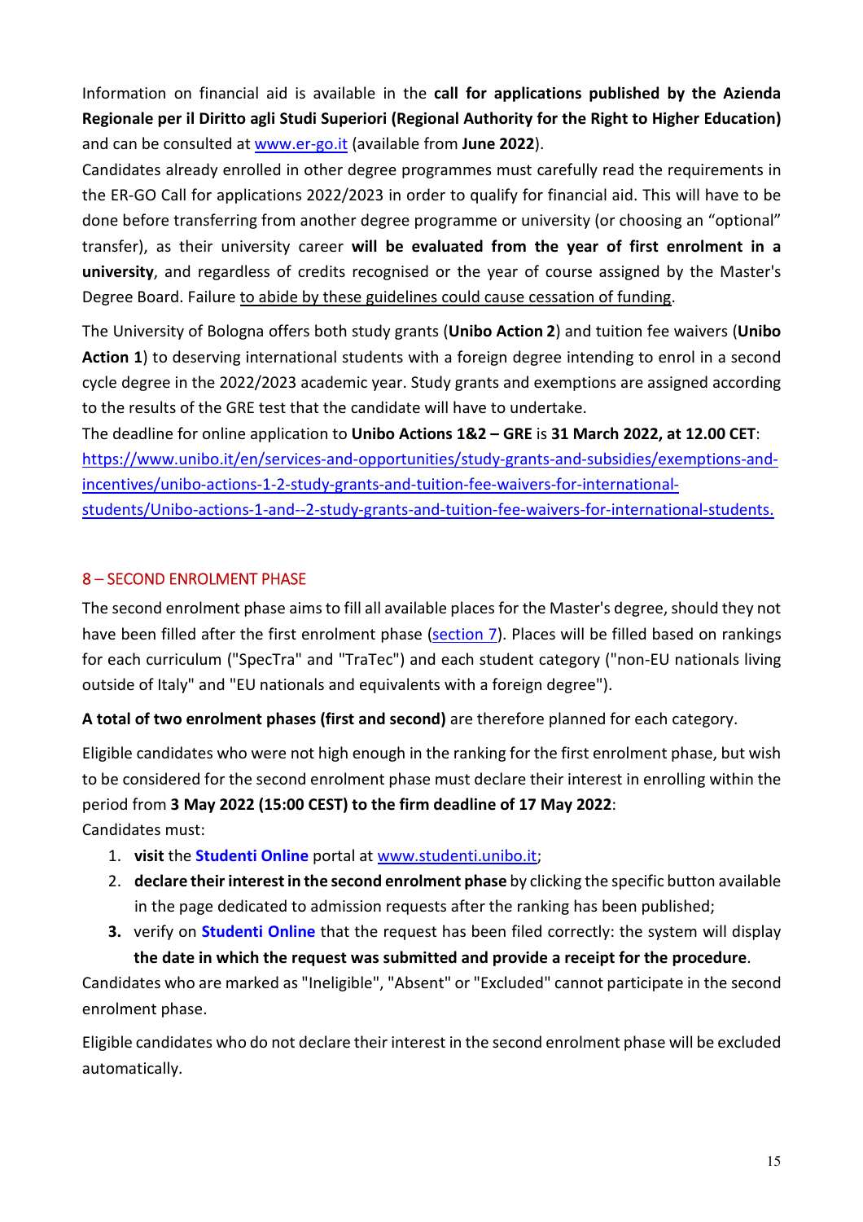Information on financial aid is available in the **call for applications published by the Azienda Regionale per il Diritto agli Studi Superiori (Regional Authority for the Right to Higher Education)** and can be consulted at [www.er-go.it](http://www.er-go.it) (available from **June 2022**).
Candidates already enrolled in other degree programmes must carefully read the requirements in the ER-GO Call for applications 2022/2023 in order to qualify for financial aid. This will have to be done before transferring from another degree programme or university (or choosing an "optional" transfer), as their university career **will be evaluated from the year of first enrolment in a university**, and regardless of credits recognised or the year of course assigned by the Master's Degree Board. Failure to abide by these guidelines could cause cessation of funding.

The University of Bologna offers both study grants (**Unibo Action 2**) and tuition fee waivers (**Unibo Action 1**) to deserving international students with a foreign degree intending to enrol in a second cycle degree in the 2022/2023 academic year. Study grants and exemptions are assigned according to the results of the GRE test that the candidate will have to undertake.
The deadline for online application to **Unibo Actions 1&2 – GRE** is **31 March 2022, at 12.00 CET**: [https://www.unibo.it/en/services-and-opportunities/study-grants-and-subsidies/exemptions-and-incentives/unibo-actions-1-2-study-grants-and-tuition-fee-waivers-for-international-students/Unibo-actions-1-and--2-study-grants-and-tuition-fee-waivers-for-international-students.](https://www.unibo.it/en/services-and-opportunities/study-grants-and-subsidies/exemptions-and-incentives/unibo-actions-1-2-study-grants-and-tuition-fee-waivers-for-international-students/Unibo-actions-1-and--2-study-grants-and-tuition-fee-waivers-for-international-students)

## 8 – SECOND ENROLMENT PHASE

The second enrolment phase aims to fill all available places for the Master's degree, should they not have been filled after the first enrolment phase (section 7). Places will be filled based on rankings for each curriculum ("SpecTra" and "TraTec") and each student category ("non-EU nationals living outside of Italy" and "EU nationals and equivalents with a foreign degree").

**A total of two enrolment phases (first and second)** are therefore planned for each category.

Eligible candidates who were not high enough in the ranking for the first enrolment phase, but wish to be considered for the second enrolment phase must declare their interest in enrolling within the period from **3 May 2022 (15:00 CEST) to the firm deadline of 17 May 2022**:
Candidates must:

1. **visit** the **Studenti Online** portal at [www.studenti.unibo.it](http://www.studenti.unibo.it);
2. **declare their interest in the second enrolment phase** by clicking the specific button available in the page dedicated to admission requests after the ranking has been published;
3. verify on **Studenti Online** that the request has been filed correctly: the system will display **the date in which the request was submitted and provide a receipt for the procedure**.

Candidates who are marked as "Ineligible", "Absent" or "Excluded" cannot participate in the second enrolment phase.

Eligible candidates who do not declare their interest in the second enrolment phase will be excluded automatically.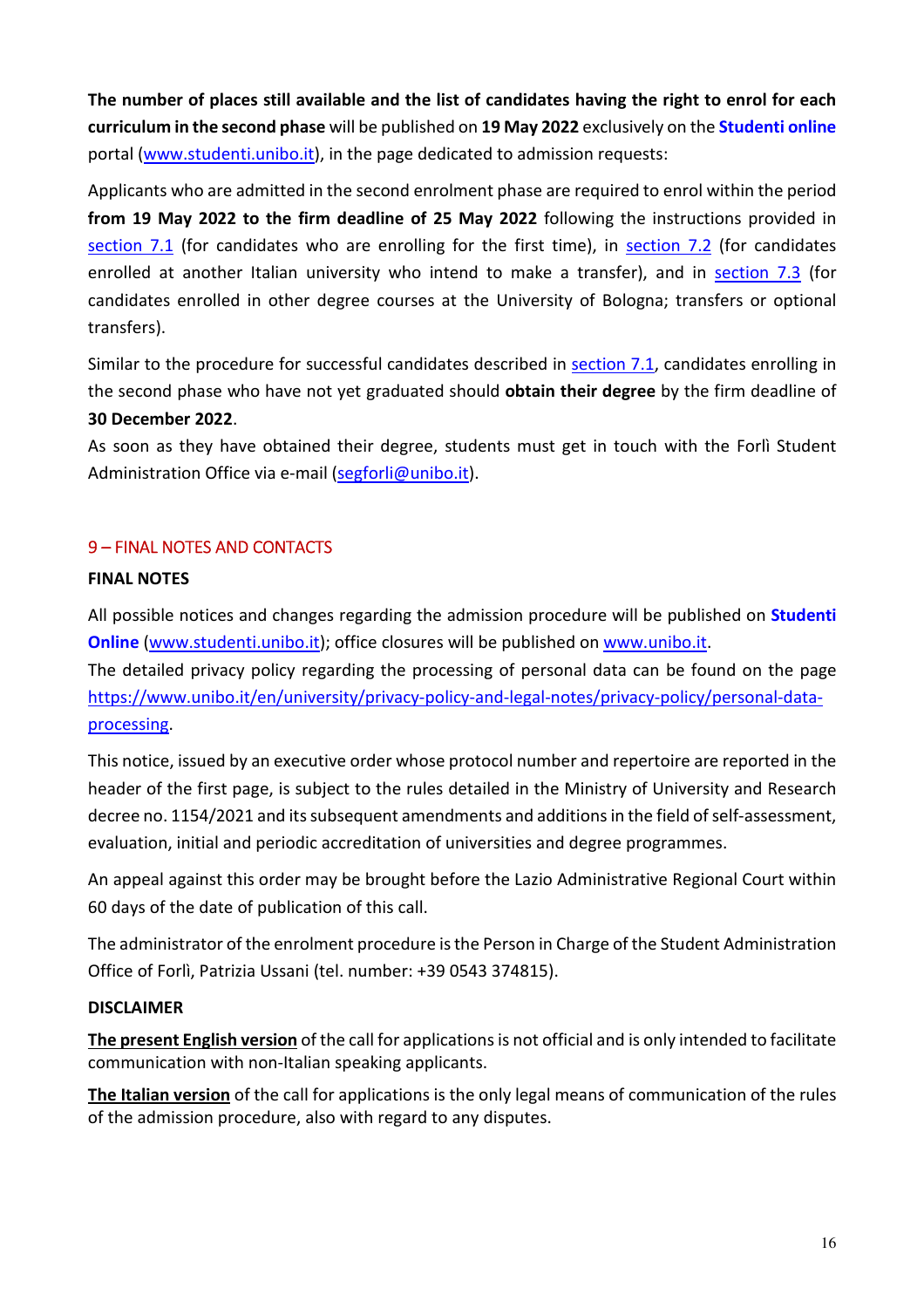**The number of places still available and the list of candidates having the right to enrol for each curriculum in the second phase** will be published on **19 May 2022** exclusively on the **Studenti online** portal (www.studenti.unibo.it), in the page dedicated to admission requests:

Applicants who are admitted in the second enrolment phase are required to enrol within the period **from 19 May 2022 to the firm deadline of 25 May 2022** following the instructions provided in section 7.1 (for candidates who are enrolling for the first time), in section 7.2 (for candidates enrolled at another Italian university who intend to make a transfer), and in section 7.3 (for candidates enrolled in other degree courses at the University of Bologna; transfers or optional transfers).

Similar to the procedure for successful candidates described in section 7.1, candidates enrolling in the second phase who have not yet graduated should **obtain their degree** by the firm deadline of **30 December 2022**.

As soon as they have obtained their degree, students must get in touch with the Forlì Student Administration Office via e-mail (segforli@unibo.it).

## 9 – FINAL NOTES AND CONTACTS

**FINAL NOTES**

All possible notices and changes regarding the admission procedure will be published on **Studenti Online** (www.studenti.unibo.it); office closures will be published on www.unibo.it.

The detailed privacy policy regarding the processing of personal data can be found on the page https://www.unibo.it/en/university/privacy-policy-and-legal-notes/privacy-policy/personal-data-processing.

This notice, issued by an executive order whose protocol number and repertoire are reported in the header of the first page, is subject to the rules detailed in the Ministry of University and Research decree no. 1154/2021 and its subsequent amendments and additions in the field of self-assessment, evaluation, initial and periodic accreditation of universities and degree programmes.

An appeal against this order may be brought before the Lazio Administrative Regional Court within 60 days of the date of publication of this call.

The administrator of the enrolment procedure is the Person in Charge of the Student Administration Office of Forlì, Patrizia Ussani (tel. number: +39 0543 374815).

**DISCLAIMER**

**The present English version** of the call for applications is not official and is only intended to facilitate communication with non-Italian speaking applicants.

**The Italian version** of the call for applications is the only legal means of communication of the rules of the admission procedure, also with regard to any disputes.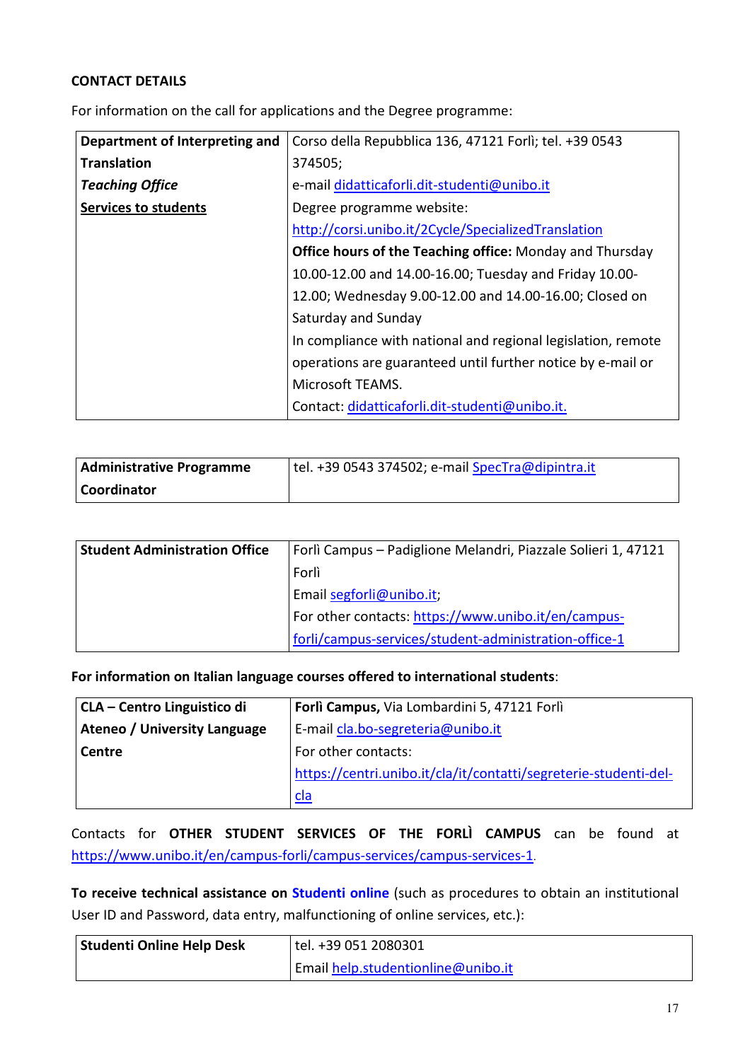**CONTACT DETAILS**

For information on the call for applications and the Degree programme:

| **Department of Interpreting and Translation** *Teaching Office* **Services to students** | Corso della Repubblica 136, 47121 Forlì; tel. +39 0543 374505; e-mail didatticaforli.dit-studenti@unibo.it Degree programme website: http://corsi.unibo.it/2Cycle/SpecializedTranslation **Office hours of the Teaching office:** Monday and Thursday 10.00-12.00 and 14.00-16.00; Tuesday and Friday 10.00-12.00; Wednesday 9.00-12.00 and 14.00-16.00; Closed on Saturday and Sunday In compliance with national and regional legislation, remote operations are guaranteed until further notice by e-mail or Microsoft TEAMS. Contact: didatticaforli.dit-studenti@unibo.it. |
|---|---|

| **Administrative Programme Coordinator** | tel. +39 0543 374502; e-mail SpecTra@dipintra.it |
|---|---|

| **Student Administration Office** | Forlì Campus – Padiglione Melandri, Piazzale Solieri 1, 47121 Forlì Email segforli@unibo.it; For other contacts: https://www.unibo.it/en/campus-forli/campus-services/student-administration-office-1 |
|---|---|

**For information on Italian language courses offered to international students**:

| **CLA – Centro Linguistico di Ateneo / University Language Centre** | **Forlì Campus,** Via Lombardini 5, 47121 Forlì E-mail cla.bo-segreteria@unibo.it For other contacts: https://centri.unibo.it/cla/it/contatti/segreterie-studenti-del-cla |
|---|---|

Contacts for **OTHER STUDENT SERVICES OF THE FORLÌ CAMPUS** can be found at https://www.unibo.it/en/campus-forli/campus-services/campus-services-1.

**To receive technical assistance on Studenti online** (such as procedures to obtain an institutional User ID and Password, data entry, malfunctioning of online services, etc.):

| **Studenti Online Help Desk** | tel. +39 051 2080301 Email help.studentionline@unibo.it |
|---|---|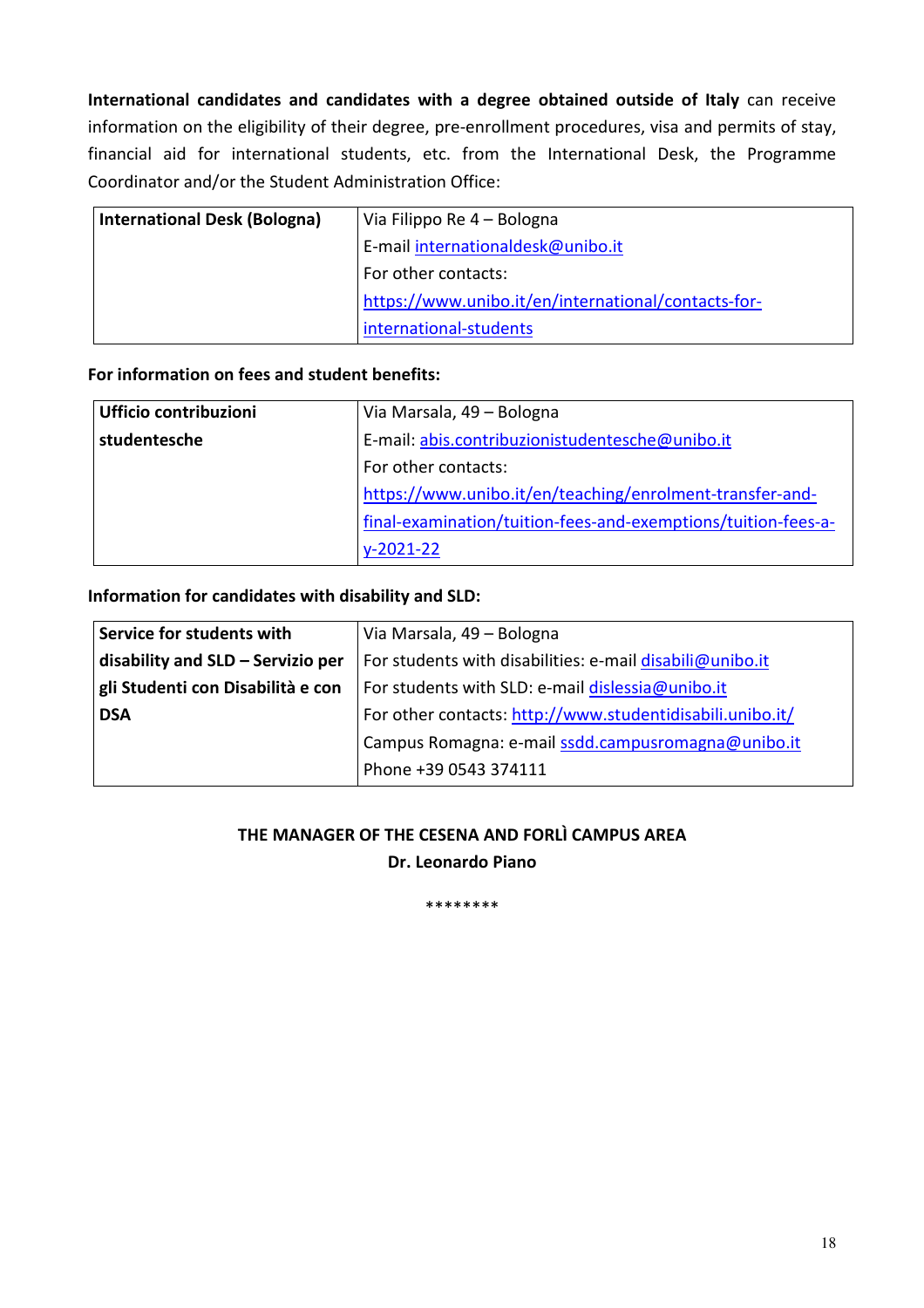**International candidates and candidates with a degree obtained outside of Italy** can receive information on the eligibility of their degree, pre-enrollment procedures, visa and permits of stay, financial aid for international students, etc. from the International Desk, the Programme Coordinator and/or the Student Administration Office:

| | |
|---|---|
| **International Desk (Bologna)** | Via Filippo Re 4 – Bologna<br>E-mail internationaldesk@unibo.it<br>For other contacts:<br>https://www.unibo.it/en/international/contacts-for-international-students |

**For information on fees and student benefits:**

| | |
|---|---|
| **Ufficio contribuzioni studentesche** | Via Marsala, 49 – Bologna<br>E-mail: abis.contribuzionistudentesche@unibo.it<br>For other contacts:<br>https://www.unibo.it/en/teaching/enrolment-transfer-and-final-examination/tuition-fees-and-exemptions/tuition-fees-a-y-2021-22 |

**Information for candidates with disability and SLD:**

| | |
|---|---|
| **Service for students with disability and SLD – Servizio per gli Studenti con Disabilità e con DSA** | Via Marsala, 49 – Bologna<br>For students with disabilities: e-mail disabili@unibo.it<br>For students with SLD: e-mail dislessia@unibo.it<br>For other contacts: http://www.studentidisabili.unibo.it/<br>Campus Romagna: e-mail ssdd.campusromagna@unibo.it<br>Phone +39 0543 374111 |

**THE MANAGER OF THE CESENA AND FORLÌ CAMPUS AREA**
**Dr. Leonardo Piano**

********